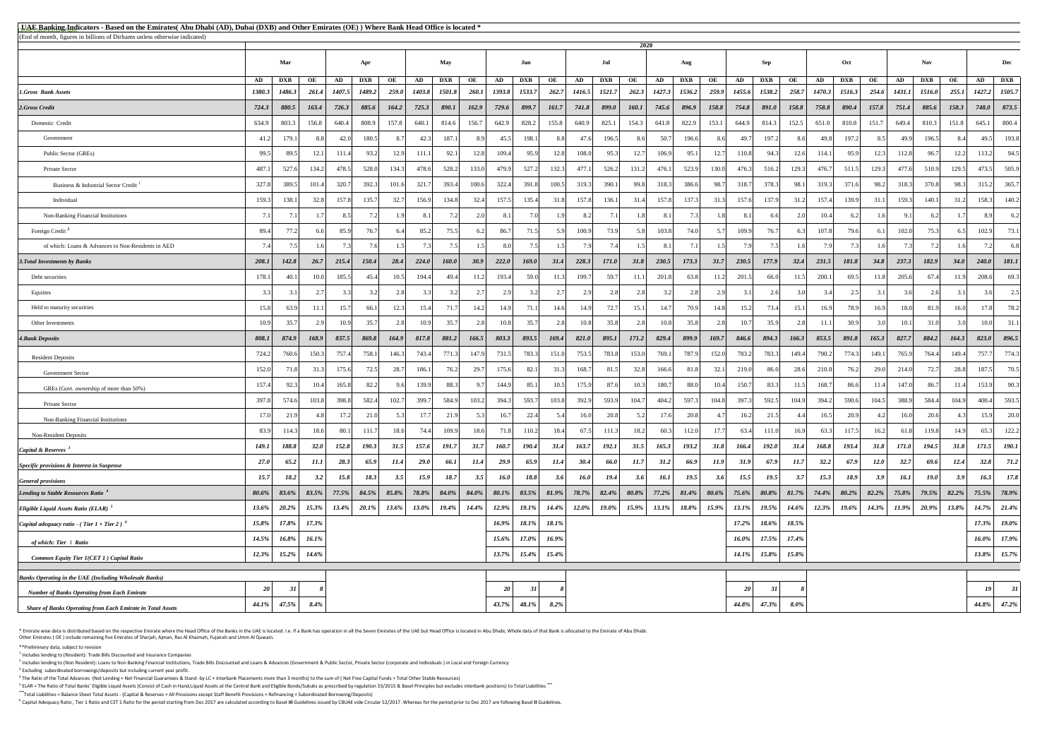# UAE Banking Indicators - Based on the Emirates( Abu Dhabi (AD), Dubai (DXB) and Other Emirates (OE) ) Where Bank Head Office is located *

(End of month, figures in billions of Dirhams unless otherwise indicated)

| | 2020 | | | | | | | | | | | | | | | | | | | | | | | | | | | | | |
|---|---|---|---|---|---|---|---|---|---|---|---|---|---|---|---|---|---|---|---|---|---|---|---|---|---|---|---|---|---|---|
| | Mar | | | Apr | | | May | | | Jun | | | Jul | | | Aug | | | Sep | | | Oct | | | Nov | | | Dec | |
| | AD | DXB | OE | AD | DXB | OE | AD | DXB | OE | AD | DXB | OE | AD | DXB | OE | AD | DXB | OE | AD | DXB | OE | AD | DXB | OE | AD | DXB | OE | AD | DXB |
| *1.Gross Bank Assets* | *1380.3* | *1486.3* | *261.4* | *1407.5* | *1489.2* | *259.0* | *1403.8* | *1501.8* | *260.1* | *1393.8* | *1533.7* | *262.7* | *1416.5* | *1521.7* | *262.3* | *1427.3* | *1536.2* | *259.9* | *1455.6* | *1538.2* | *258.7* | *1470.3* | *1516.3* | *254.6* | *1431.1* | *1516.0* | *255.1* | *1427.2* | *1505.7* |
| *2.Gross Credit* | *724.3* | *880.5* | *163.4* | *726.3* | *885.6* | *164.2* | *725.3* | *890.1* | *162.9* | *729.6* | *899.7* | *161.7* | *741.8* | *899.0* | *160.1* | *745.6* | *896.9* | *158.8* | *754.8* | *891.0* | *158.8* | *758.8* | *890.4* | *157.8* | *751.4* | *885.6* | *158.3* | *748.0* | *873.5* |
| Domestic Credit | 634.9 | 803.3 | 156.8 | 640.4 | 808.9 | 157.8 | 640.1 | 814.6 | 156.7 | 642.9 | 828.2 | 155.8 | 640.9 | 825.1 | 154.3 | 641.8 | 822.9 | 153.1 | 644.9 | 814.3 | 152.5 | 651.0 | 810.8 | 151.7 | 649.4 | 810.3 | 151.8 | 645.1 | 800.4 |
| Government | 41.2 | 179.1 | 8.8 | 42.0 | 180.5 | 8.7 | 42.3 | 187.1 | 8.9 | 45.5 | 198.1 | 8.8 | 47.6 | 196.5 | 8.6 | 50.7 | 196.6 | 8.6 | 49.7 | 197.2 | 8.6 | 49.8 | 197.2 | 8.5 | 49.9 | 196.5 | 8.4 | 49.5 | 193.8 |
| Public Sector (GREs) | 99.5 | 89.5 | 12.1 | 111.4 | 93.2 | 12.9 | 111.1 | 92.1 | 12.8 | 109.4 | 95.9 | 12.8 | 108.0 | 95.3 | 12.7 | 106.9 | 95.1 | 12.7 | 110.8 | 94.3 | 12.6 | 114.1 | 95.9 | 12.3 | 112.8 | 96.7 | 12.2 | 113.2 | 94.5 |
| Private Sector | 487.1 | 527.6 | 134.2 | 478.5 | 528.0 | 134.3 | 478.6 | 528.2 | 133.0 | 479.9 | 527.2 | 132.3 | 477.1 | 526.2 | 131.2 | 476.1 | 523.9 | 130.0 | 476.3 | 516.2 | 129.3 | 476.7 | 511.5 | 129.3 | 477.6 | 510.9 | 129.5 | 473.5 | 505.9 |
| Business & Industrial Sector Credit [1] | 327.8 | 389.5 | 101.4 | 320.7 | 392.3 | 101.6 | 321.7 | 393.4 | 100.6 | 322.4 | 391.8 | 100.5 | 319.3 | 390.1 | 99.8 | 318.3 | 386.6 | 98.7 | 318.7 | 378.3 | 98.1 | 319.3 | 371.6 | 98.2 | 318.3 | 370.8 | 98.3 | 315.2 | 365.7 |
| Individual | 159.3 | 138.1 | 32.8 | 157.8 | 135.7 | 32.7 | 156.9 | 134.8 | 32.4 | 157.5 | 135.4 | 31.8 | 157.8 | 136.1 | 31.4 | 157.8 | 137.3 | 31.3 | 157.6 | 137.9 | 31.2 | 157.4 | 139.9 | 31.1 | 159.3 | 140.1 | 31.2 | 158.3 | 140.2 |
| Non-Banking Financial Institutions | 7.1 | 7.1 | 1.7 | 8.5 | 7.2 | 1.9 | 8.1 | 7.2 | 2.0 | 8.1 | 7.0 | 1.9 | 8.2 | 7.1 | 1.8 | 8.1 | 7.3 | 1.8 | 8.1 | 6.6 | 2.0 | 10.4 | 6.2 | 1.6 | 9.1 | 6.2 | 1.7 | 8.9 | 6.2 |
| Foreign Credit [2] | 89.4 | 77.2 | 6.6 | 85.9 | 76.7 | 6.4 | 85.2 | 75.5 | 6.2 | 86.7 | 71.5 | 5.9 | 100.9 | 73.9 | 5.8 | 103.8 | 74.0 | 5.7 | 109.9 | 76.7 | 6.3 | 107.8 | 79.6 | 6.1 | 102.0 | 75.3 | 6.5 | 102.9 | 73.1 |
| of which: Loans & Advances to Non-Residents in AED | 7.4 | 7.5 | 1.6 | 7.3 | 7.6 | 1.5 | 7.3 | 7.5 | 1.5 | 8.0 | 7.5 | 1.5 | 7.9 | 7.4 | 1.5 | 8.1 | 7.1 | 1.5 | 7.9 | 7.5 | 1.6 | 7.9 | 7.3 | 1.6 | 7.3 | 7.2 | 1.6 | 7.2 | 6.8 |
| *3.Total Investments by Banks* | *208.1* | *142.8* | *26.7* | *215.4* | *150.4* | *28.4* | *224.0* | *160.0* | *30.9* | *222.0* | *169.0* | *31.4* | *228.3* | *171.0* | *31.8* | *230.5* | *173.3* | *31.7* | *230.5* | *177.9* | *32.4* | *231.5* | *181.8* | *34.8* | *237.3* | *182.9* | *34.0* | *240.0* | *181.1* |
| Debt securities | 178.1 | 40.1 | 10.0 | 185.5 | 45.4 | 10.5 | 194.4 | 49.4 | 11.2 | 193.4 | 59.0 | 11.3 | 199.7 | 59.7 | 11.1 | 201.8 | 63.8 | 11.2 | 201.5 | 66.0 | 11.5 | 200.1 | 69.5 | 11.8 | 205.6 | 67.4 | 11.9 | 208.6 | 69.3 |
| Equities | 3.3 | 3.1 | 2.7 | 3.3 | 3.2 | 2.8 | 3.3 | 3.2 | 2.7 | 2.9 | 3.2 | 2.7 | 2.9 | 2.8 | 2.8 | 3.2 | 2.8 | 2.9 | 3.1 | 2.6 | 3.0 | 3.4 | 2.5 | 3.1 | 3.6 | 2.6 | 3.1 | 3.6 | 2.5 |
| Held to maturity securities | 15.8 | 63.9 | 11.1 | 15.7 | 66.1 | 12.3 | 15.4 | 71.7 | 14.2 | 14.9 | 71.1 | 14.6 | 14.9 | 72.7 | 15.1 | 14.7 | 70.9 | 14.8 | 15.2 | 73.4 | 15.1 | 16.9 | 78.9 | 16.9 | 18.0 | 81.9 | 16.0 | 17.8 | 78.2 |
| Other Investments | 10.9 | 35.7 | 2.9 | 10.9 | 35.7 | 2.8 | 10.9 | 35.7 | 2.8 | 10.8 | 35.7 | 2.8 | 10.8 | 35.8 | 2.8 | 10.8 | 35.8 | 2.8 | 10.7 | 35.9 | 2.8 | 11.1 | 30.9 | 3.0 | 10.1 | 31.0 | 3.0 | 10.0 | 31.1 |
| *4.Bank Deposits* | *808.1* | *874.9* | *168.9* | *837.5* | *869.8* | *164.9* | *817.8* | *881.2* | *166.5* | *803.3* | *893.5* | *169.4* | *821.0* | *895.1* | *171.2* | *829.4* | *899.9* | *169.7* | *846.6* | *894.3* | *166.3* | *853.5* | *891.8* | *165.3* | *827.7* | *884.2* | *164.3* | *823.0* | *896.5* |
| Resident Deposits | 724.2 | 760.6 | 150.3 | 757.4 | 758.1 | 146.3 | 743.4 | 771.3 | 147.9 | 731.5 | 783.3 | 151.0 | 753.5 | 783.8 | 153.0 | 769.1 | 787.9 | 152.0 | 783.2 | 783.3 | 149.4 | 790.2 | 774.3 | 149.1 | 765.9 | 764.4 | 149.4 | 757.7 | 774.3 |
| Government Sector | 152.0 | 71.8 | 31.3 | 175.6 | 72.5 | 28.7 | 186.1 | 76.2 | 29.7 | 175.6 | 82.1 | 31.3 | 168.7 | 81.5 | 32.8 | 166.6 | 81.8 | 32.1 | 219.0 | 86.0 | 28.6 | 210.8 | 76.2 | 29.0 | 214.0 | 72.7 | 28.8 | 187.5 | 70.5 |
| GREs (Govt. ownership of more than 50%) | 157.4 | 92.3 | 10.4 | 165.8 | 82.2 | 9.6 | 139.9 | 88.3 | 9.7 | 144.9 | 85.1 | 10.5 | 175.9 | 87.6 | 10.3 | 180.7 | 88.0 | 10.4 | 150.7 | 83.3 | 11.5 | 168.7 | 86.6 | 11.4 | 147.0 | 86.7 | 11.4 | 153.9 | 90.3 |
| Private Sector | 397.8 | 574.6 | 103.8 | 398.8 | 582.4 | 102.7 | 399.7 | 584.9 | 103.2 | 394.3 | 593.7 | 103.8 | 392.9 | 593.9 | 104.7 | 404.2 | 597.3 | 104.8 | 397.3 | 592.5 | 104.9 | 394.2 | 590.6 | 104.5 | 388.9 | 584.4 | 104.9 | 400.4 | 593.5 |
| Non-Banking Financial Institutions | 17.0 | 21.9 | 4.8 | 17.2 | 21.0 | 5.3 | 17.7 | 21.9 | 5.3 | 16.7 | 22.4 | 5.4 | 16.0 | 20.8 | 5.2 | 17.6 | 20.8 | 4.7 | 16.2 | 21.5 | 4.4 | 16.5 | 20.9 | 4.2 | 16.0 | 20.6 | 4.3 | 15.9 | 20.0 |
| Non-Resident Deposits | 83.9 | 114.3 | 18.6 | 80.1 | 111.7 | 18.6 | 74.4 | 109.9 | 18.6 | 71.8 | 110.2 | 18.4 | 67.5 | 111.3 | 18.2 | 60.3 | 112.0 | 17.7 | 63.4 | 111.0 | 16.9 | 63.3 | 117.5 | 16.2 | 61.8 | 119.8 | 14.9 | 65.3 | 122.2 |
| *Capital & Reserves [3]* | *149.1* | *188.8* | *32.0* | *152.8* | *190.3* | *31.5* | *157.6* | *191.7* | *31.7* | *160.7* | *190.4* | *31.4* | *163.7* | *192.1* | *31.5* | *165.3* | *193.2* | *31.8* | *166.4* | *192.0* | *31.4* | *168.8* | *193.4* | *31.8* | *171.0* | *194.5* | *31.8* | *171.5* | *190.1* |
| *Specific provisions & Interest in Suspense* | *27.0* | *65.2* | *11.1* | *28.3* | *65.9* | *11.4* | *29.0* | *66.1* | *11.4* | *29.9* | *65.9* | *11.4* | *30.4* | *66.0* | *11.7* | *31.2* | *66.9* | *11.9* | *31.9* | *67.9* | *11.7* | *32.2* | *67.9* | *12.0* | *32.7* | *69.6* | *12.4* | *32.8* | *71.2* |
| *General provisions* | *15.7* | *18.2* | *3.2* | *15.8* | *18.3* | *3.5* | *15.9* | *18.7* | *3.5* | *16.0* | *18.8* | *3.6* | *16.0* | *19.4* | *3.6* | *16.1* | *19.5* | *3.6* | *15.5* | *19.5* | *3.7* | *15.3* | *18.9* | *3.9* | *16.1* | *19.0* | *3.9* | *16.3* | *17.8* |
| *Lending to Stable Resources Ratio [4]* | *80.6%* | *83.6%* | *83.5%* | *77.5%* | *84.5%* | *85.8%* | *78.8%* | *84.0%* | *84.0%* | *80.1%* | *83.5%* | *81.9%* | *78.7%* | *82.4%* | *80.8%* | *77.2%* | *81.4%* | *80.6%* | *75.6%* | *80.8%* | *81.7%* | *74.4%* | *80.2%* | *82.2%* | *75.8%* | *79.5%* | *82.2%* | *75.5%* | *78.9%* |
| *Eligible Liquid Assets Ratio (ELAR) [5]* | *13.6%* | *20.2%* | *15.3%* | *13.4%* | *20.1%* | *13.6%* | *13.0%* | *19.4%* | *14.4%* | *12.9%* | *19.1%* | *14.4%* | *12.0%* | *19.0%* | *15.9%* | *13.1%* | *18.8%* | *15.9%* | *13.1%* | *19.5%* | *14.6%* | *12.3%* | *19.6%* | *14.3%* | *11.9%* | *20.9%* | *13.8%* | *14.7%* | *21.4%* |
| *Capital adequacy ratio - ( Tier 1 + Tier 2 ) [6]* | *15.8%* | *17.8%* | *17.3%* | | | | | | | *16.9%* | *18.1%* | *18.1%* | | | | | | | *17.2%* | *18.6%* | *18.5%* | | | | | | | *17.3%* | *19.0%* |
| *of which: Tier 1 Ratio* | *14.5%* | *16.8%* | *16.1%* | | | | | | | *15.6%* | *17.0%* | *16.9%* | | | | | | | *16.0%* | *17.5%* | *17.4%* | | | | | | | *16.0%* | *17.9%* |
| *Common Equity Tier 1(CET 1 ) Capital Ratio* | *12.3%* | *15.2%* | *14.6%* | | | | | | | *13.7%* | *15.4%* | *15.4%* | | | | | | | *14.1%* | *15.8%* | *15.8%* | | | | | | | *13.8%* | *15.7%* |
| *Banks Operating in the UAE (Including Wholesale Banks)* | | | | | | | | | | | | | | | | | | | | | | | | | | | | | |
| *Number of Banks Operating from Each Emirate* | *20* | *31* | *8* | | | | | | | *20* | *31* | *8* | | | | | | | *20* | *31* | *8* | | | | | | | *19* | *31* |
| *Share of Banks Operating from Each Emirate in Total Assets* | *44.1%* | *47.5%* | *8.4%* | | | | | | | *43.7%* | *48.1%* | *8.2%* | | | | | | | *44.8%* | *47.3%* | *8.0%* | | | | | | | *44.8%* | *47.2%* |

\* Emirate wise data is distributed based on the respective Emirate where the Head Office of the Banks in the UAE is located. I.e. If a Bank has operation in all the Seven Emirates of the UAE but Head Office is located in Abu Dhabi, Whole data of that Bank is allocated to the Emirate of Abu Dhabi.
Other Emirates ( OE ) include remaining five Emirates of Sharjah, Ajman, Ras Al Khaimah, Fujairah and Umm Al Quwain.

\*\*Preliminary data, subject to revision

[1] Includes lending to (Resident): Trade Bills Discounted and Insurance Companies

[2] Includes lending to (Non Resident): Loans to Non Banking Financial Institutions, Trade Bills Discounted and Loans & Advances (Government & Public Sector, Private Sector (corporate and Individuals ) in Local and Foreign Currency

[3] Excluding subordinated borrowings/deposits but including current year profit.

[4] The Ratio of the Total Advances (Net Lending + Net Financial Guarantees & Stand -by LC + Interbank Placements more than 3 months) to the sum of ( Net Free Capital Funds + Total Other Stable Resources)

[5] ELAR = The Ratio of Total Banks' Eligible Liquid Assets (Consist of Cash in Hand,Liquid Assets at the Central Bank and Eligible Bonds/Sukuks as prescribed by regulation 33/2015 & Basel Principles but excludes interbank positions) to Total Liabilities \*\*\*

\*\*\*Total Liabilities = Balance Sheet Total Assets - (Capital & Reserves + All Provisions except Staff Benefit Provisions + Refinancing + Subordinated Borrowing/Deposits)

[6] Capital Adequacy Ratio , Tier 1 Ratio and CET 1 Ratio for the period starting from Dec 2017 are calculated according to Basel III Guidelines issued by CBUAE vide Circular 52/2017 .Whereas for the period prior to Dec 2017 are following Basel II Guidelines.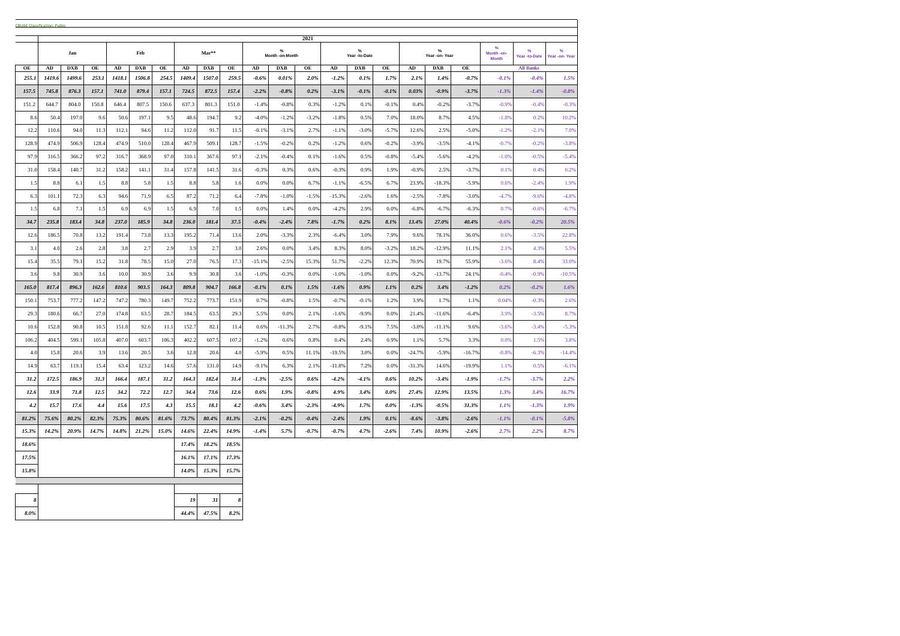| | 2021 | | | | | | | | | | | | | | | | | | | | |
|---|---|---|---|---|---|---|---|---|---|---|---|---|---|---|---|---|---|---|---|---|---|
| | Jan | | | Feb | | | Mar** | | | % Month -on-Month | | | % Year -to-Date | | | % Year -on- Year | | | % Month -on-Month | % Year -to-Date | % Year -on- Year |
| OE | AD | DXB | OE | AD | DXB | OE | AD | DXB | OE | AD | DXB | OE | AD | DXB | OE | AD | DXB | OE | All Banks | | |
| *255.1* | *1419.6* | *1499.6* | *253.1* | *1418.1* | *1506.8* | *254.5* | *1409.4* | *1507.0* | *259.5* | *-0.6%* | *0.01%* | *2.0%* | *-1.2%* | *0.1%* | *1.7%* | *2.1%* | *1.4%* | *-0.7%* | *-0.1%* | *-0.4%* | *1.5%* |
| *157.5* | *745.8* | *876.3* | *157.1* | *741.0* | *879.4* | *157.1* | *724.5* | *872.5* | *157.4* | *-2.2%* | *-0.8%* | *0.2%* | *-3.1%* | *-0.1%* | *-0.1%* | *0.03%* | *-0.9%* | *-3.7%* | *-1.3%* | *-1.4%* | *-0.8%* |
| 151.2 | 644.7 | 804.0 | 150.8 | 646.4 | 807.5 | 150.6 | 637.3 | 801.3 | 151.0 | -1.4% | -0.8% | 0.3% | -1.2% | 0.1% | -0.1% | 0.4% | -0.2% | -3.7% | -0.9% | -0.4% | -0.3% |
| 8.6 | 50.4 | 197.0 | 9.6 | 50.6 | 197.1 | 9.5 | 48.6 | 194.7 | 9.2 | -4.0% | -1.2% | -3.2% | -1.8% | 0.5% | 7.0% | 18.0% | 8.7% | 4.5% | -1.8% | 0.2% | 10.2% |
| 12.2 | 110.6 | 94.0 | 11.3 | 112.1 | 94.6 | 11.2 | 112.0 | 91.7 | 11.5 | -0.1% | -3.1% | 2.7% | -1.1% | -3.0% | -5.7% | 12.6% | 2.5% | -5.0% | -1.2% | -2.1% | 7.0% |
| 128.9 | 474.9 | 506.9 | 128.4 | 474.9 | 510.0 | 128.4 | 467.9 | 509.1 | 128.7 | -1.5% | -0.2% | 0.2% | -1.2% | 0.6% | -0.2% | -3.9% | -3.5% | -4.1% | -0.7% | -0.2% | -3.8% |
| 97.9 | 316.5 | 366.2 | 97.2 | 316.7 | 368.9 | 97.0 | 310.1 | 367.6 | 97.1 | -2.1% | -0.4% | 0.1% | -1.6% | 0.5% | -0.8% | -5.4% | -5.6% | -4.2% | -1.0% | -0.5% | -5.4% |
| 31.0 | 158.4 | 140.7 | 31.2 | 158.2 | 141.1 | 31.4 | 157.8 | 141.5 | 31.6 | -0.3% | 0.3% | 0.6% | -0.3% | 0.9% | 1.9% | -0.9% | 2.5% | -3.7% | 0.1% | 0.4% | 0.2% |
| 1.5 | 8.8 | 6.1 | 1.5 | 8.8 | 5.8 | 1.5 | 8.8 | 5.8 | 1.6 | 0.0% | 0.0% | 6.7% | -1.1% | -6.5% | 6.7% | 23.9% | -18.3% | -5.9% | 0.6% | -2.4% | 1.9% |
| 6.3 | 101.1 | 72.3 | 6.3 | 94.6 | 71.9 | 6.5 | 87.2 | 71.2 | 6.4 | -7.8% | -1.0% | -1.5% | -15.3% | -2.6% | 1.6% | -2.5% | -7.8% | -3.0% | -4.7% | -9.6% | -4.8% |
| 1.5 | 6.8 | 7.1 | 1.5 | 6.9 | 6.9 | 1.5 | 6.9 | 7.0 | 1.5 | 0.0% | 1.4% | 0.0% | -4.2% | 2.9% | 0.0% | -6.8% | -6.7% | -6.3% | 0.7% | -0.6% | -6.7% |
| *34.7* | *235.8* | *183.4* | *34.8* | *237.0* | *185.9* | *34.8* | *236.0* | *181.4* | *37.5* | *-0.4%* | *-2.4%* | *7.8%* | *-1.7%* | *0.2%* | *8.1%* | *13.4%* | *27.0%* | *40.4%* | *-0.6%* | *-0.2%* | *20.5%* |
| 12.6 | 186.5 | 70.8 | 13.2 | 191.4 | 73.8 | 13.3 | 195.2 | 71.4 | 13.6 | 2.0% | -3.3% | 2.3% | -6.4% | 3.0% | 7.9% | 9.6% | 78.1% | 36.0% | 0.6% | -3.5% | 22.8% |
| 3.1 | 4.0 | 2.6 | 2.8 | 3.8 | 2.7 | 2.9 | 3.9 | 2.7 | 3.0 | 2.6% | 0.0% | 3.4% | 8.3% | 8.0% | -3.2% | 18.2% | -12.9% | 11.1% | 2.1% | 4.3% | 5.5% |
| 15.4 | 35.5 | 79.1 | 15.2 | 31.8 | 78.5 | 15.0 | 27.0 | 76.5 | 17.3 | -15.1% | -2.5% | 15.3% | 51.7% | -2.2% | 12.3% | 70.9% | 19.7% | 55.9% | -3.6% | 8.4% | 33.0% |
| 3.6 | 9.8 | 30.9 | 3.6 | 10.0 | 30.9 | 3.6 | 9.9 | 30.8 | 3.6 | -1.0% | -0.3% | 0.0% | -1.0% | -1.0% | 0.0% | -9.2% | -13.7% | 24.1% | -0.4% | -0.9% | -10.5% |
| *165.0* | *817.4* | *896.3* | *162.6* | *810.6* | *903.5* | *164.3* | *809.8* | *904.7* | *166.8* | *-0.1%* | *0.1%* | *1.5%* | *-1.6%* | *0.9%* | *1.1%* | *0.2%* | *3.4%* | *-1.2%* | *0.2%* | *-0.2%* | *1.6%* |
| 150.1 | 753.7 | 777.2 | 147.2 | 747.2 | 780.3 | 149.7 | 752.2 | 773.7 | 151.9 | 0.7% | -0.8% | 1.5% | -0.7% | -0.1% | 1.2% | 3.9% | 1.7% | 1.1% | 0.04% | -0.3% | 2.6% |
| 29.3 | 180.6 | 66.7 | 27.0 | 174.8 | 63.5 | 28.7 | 184.5 | 63.5 | 29.3 | 5.5% | 0.0% | 2.1% | -1.6% | -9.9% | 0.0% | 21.4% | -11.6% | -6.4% | 3.9% | -3.5% | 8.7% |
| 10.6 | 152.8 | 90.8 | 10.5 | 151.8 | 92.6 | 11.1 | 152.7 | 82.1 | 11.4 | 0.6% | -11.3% | 2.7% | -0.8% | -9.1% | 7.5% | -3.0% | -11.1% | 9.6% | -3.6% | -3.4% | -5.3% |
| 106.2 | 404.5 | 599.1 | 105.8 | 407.0 | 603.7 | 106.3 | 402.2 | 607.5 | 107.2 | -1.2% | 0.6% | 0.8% | 0.4% | 2.4% | 0.9% | 1.1% | 5.7% | 3.3% | 0.0% | 1.5% | 3.8% |
| 4.0 | 15.8 | 20.6 | 3.9 | 13.6 | 20.5 | 3.6 | 12.8 | 20.6 | 4.0 | -5.9% | 0.5% | 11.1% | -19.5% | 3.0% | 0.0% | -24.7% | -5.9% | -16.7% | -0.8% | -6.3% | -14.4% |
| 14.9 | 63.7 | 119.1 | 15.4 | 63.4 | 123.2 | 14.6 | 57.6 | 131.0 | 14.9 | -9.1% | 6.3% | 2.1% | -11.8% | 7.2% | 0.0% | -31.3% | 14.6% | -19.9% | 1.1% | 0.5% | -6.1% |
| *31.2* | *172.5* | *186.9* | *31.3* | *166.4* | *187.1* | *31.2* | *164.3* | *182.4* | *31.4* | *-1.3%* | *-2.5%* | *0.6%* | *-4.2%* | *-4.1%* | *0.6%* | *10.2%* | *-3.4%* | *-1.9%* | *-1.7%* | *-3.7%* | *2.2%* |
| *12.6* | *33.9* | *71.8* | *12.5* | *34.2* | *72.2* | *12.7* | *34.4* | *73.6* | *12.6* | *0.6%* | *1.9%* | *-0.8%* | *4.9%* | *3.4%* | *0.0%* | *27.4%* | *12.9%* | *13.5%* | *1.3%* | *3.4%* | *16.7%* |
| *4.2* | *15.7* | *17.6* | *4.4* | *15.6* | *17.5* | *4.3* | *15.5* | *18.1* | *4.2* | *-0.6%* | *3.4%* | *-2.3%* | *-4.9%* | *1.7%* | *0.0%* | *-1.3%* | *-0.5%* | *31.3%* | *1.1%* | *-1.3%* | *1.9%* |
| *81.2%* | *75.6%* | *80.2%* | *82.3%* | *75.3%* | *80.6%* | *81.6%* | *73.7%* | *80.4%* | *81.3%* | *-2.1%* | *-0.2%* | *-0.4%* | *-2.4%* | *1.9%* | *0.1%* | *-8.6%* | *-3.8%* | *-2.6%* | *-1.1%* | *-0.1%* | *-5.8%* |
| *15.3%* | *14.2%* | *20.9%* | *14.7%* | *14.8%* | *21.2%* | *15.0%* | *14.6%* | *22.4%* | *14.9%* | *-1.4%* | *5.7%* | *-0.7%* | *-0.7%* | *4.7%* | *-2.6%* | *7.4%* | *10.9%* | *-2.6%* | *2.7%* | *2.2%* | *8.7%* |
| *18.6%* | | | | | | | *17.4%* | *18.2%* | *18.5%* | | | | | | | | | | | | |
| *17.5%* | | | | | | | *16.1%* | *17.1%* | *17.3%* | | | | | | | | | | | | |
| *15.8%* | | | | | | | *14.0%* | *15.3%* | *15.7%* | | | | | | | | | | | | |
| | | | | | | | | | | | | | | | | | | | | | |
| *8* | | | | | | | *19* | *31* | *8* | | | | | | | | | | | | |
| *8.0%* | | | | | | | *44.4%* | *47.5%* | *8.2%* | | | | | | | | | | | | |